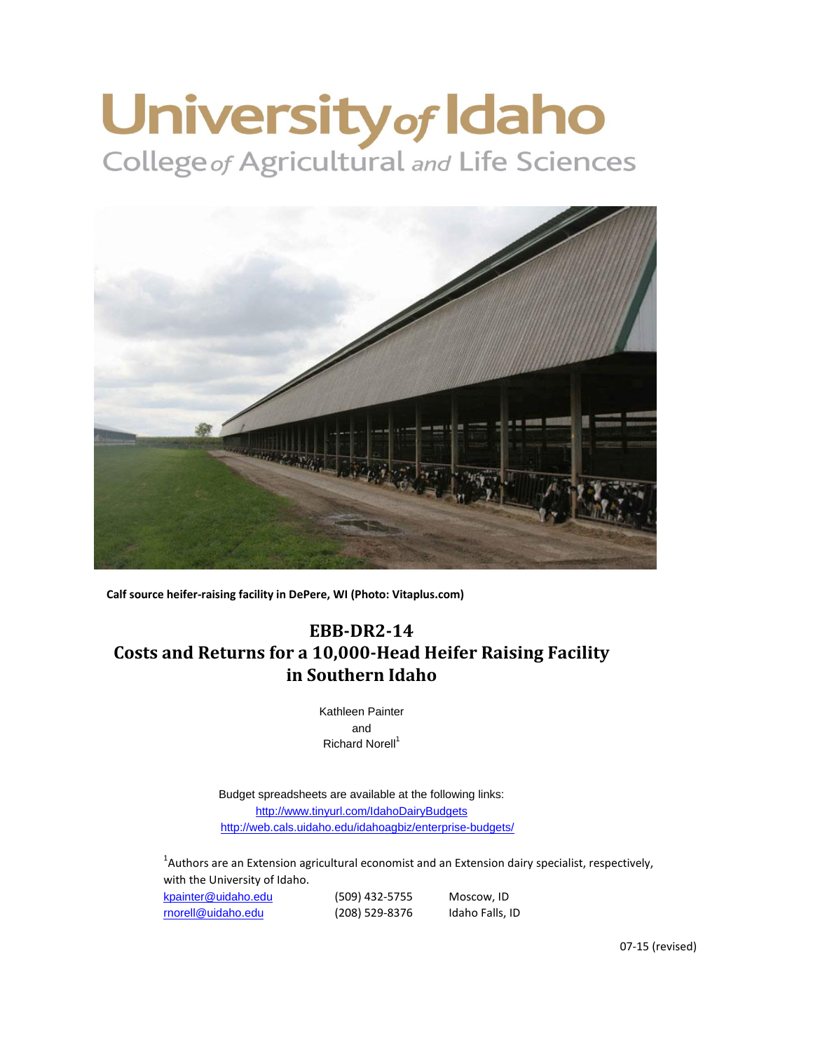# University *of* Idaho
College *of* Agricultural *and* Life Sciences

**Calf source heifer-raising facility in DePere, WI (Photo: Vitaplus.com)**

## EBB-DR2-14
## Costs and Returns for a 10,000-Head Heifer Raising Facility in Southern Idaho

Kathleen Painter
and
Richard Norell[1]

Budget spreadsheets are available at the following links:
http://www.tinyurl.com/IdahoDairyBudgets
http://web.cals.uidaho.edu/idahoagbiz/enterprise-budgets/

[1]Authors are an Extension agricultural economist and an Extension dairy specialist, respectively, with the University of Idaho.

| | | |
|---|---|---|
| kpainter@uidaho.edu | (509) 432-5755 | Moscow, ID |
| rnorell@uidaho.edu | (208) 529-8376 | Idaho Falls, ID |

07-15 (revised)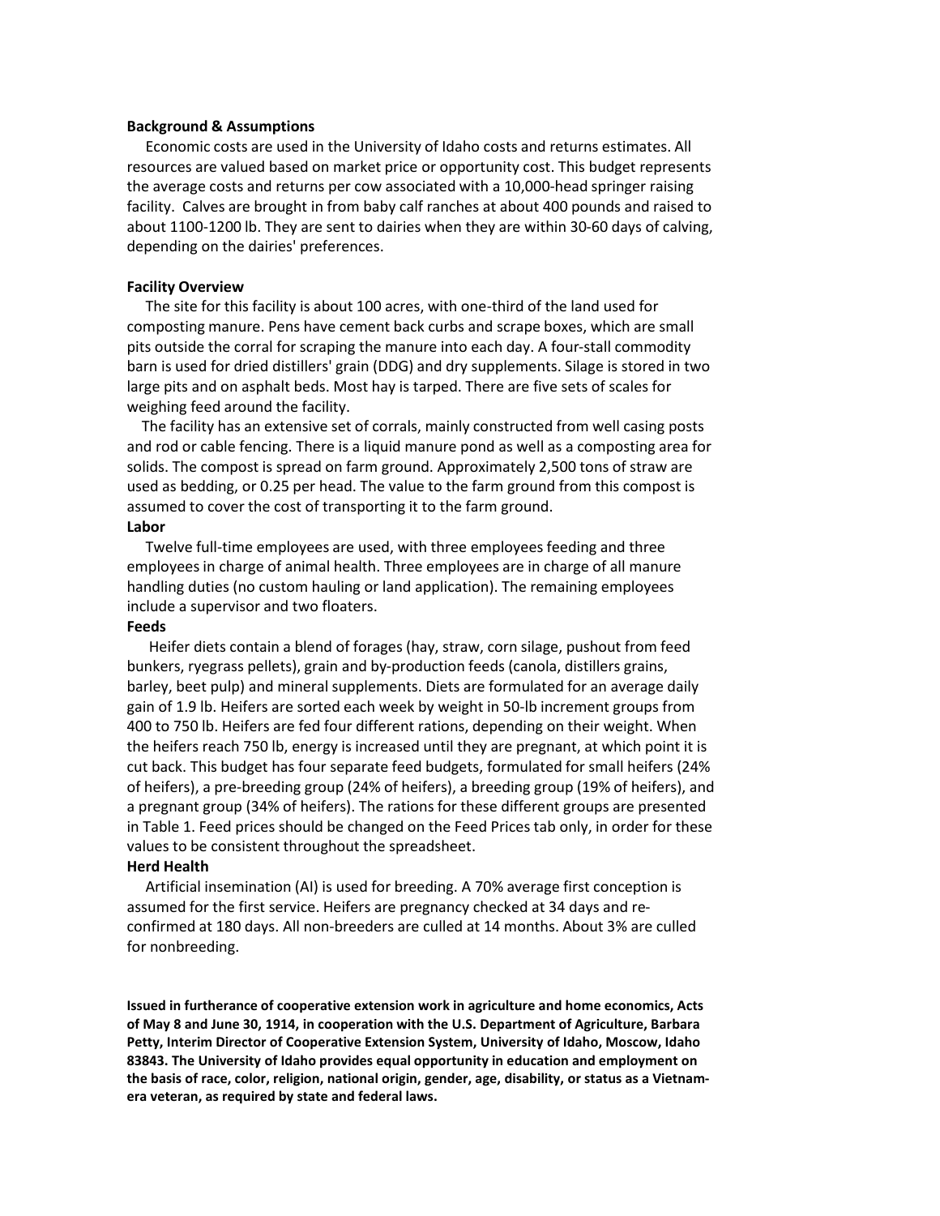**Background & Assumptions**

Economic costs are used in the University of Idaho costs and returns estimates. All resources are valued based on market price or opportunity cost. This budget represents the average costs and returns per cow associated with a 10,000-head springer raising facility. Calves are brought in from baby calf ranches at about 400 pounds and raised to about 1100-1200 lb. They are sent to dairies when they are within 30-60 days of calving, depending on the dairies' preferences.

**Facility Overview**

The site for this facility is about 100 acres, with one-third of the land used for composting manure. Pens have cement back curbs and scrape boxes, which are small pits outside the corral for scraping the manure into each day. A four-stall commodity barn is used for dried distillers' grain (DDG) and dry supplements. Silage is stored in two large pits and on asphalt beds. Most hay is tarped. There are five sets of scales for weighing feed around the facility.

The facility has an extensive set of corrals, mainly constructed from well casing posts and rod or cable fencing. There is a liquid manure pond as well as a composting area for solids. The compost is spread on farm ground. Approximately 2,500 tons of straw are used as bedding, or 0.25 per head. The value to the farm ground from this compost is assumed to cover the cost of transporting it to the farm ground.

**Labor**

Twelve full-time employees are used, with three employees feeding and three employees in charge of animal health. Three employees are in charge of all manure handling duties (no custom hauling or land application). The remaining employees include a supervisor and two floaters.

**Feeds**

Heifer diets contain a blend of forages (hay, straw, corn silage, pushout from feed bunkers, ryegrass pellets), grain and by-production feeds (canola, distillers grains, barley, beet pulp) and mineral supplements. Diets are formulated for an average daily gain of 1.9 lb. Heifers are sorted each week by weight in 50-lb increment groups from 400 to 750 lb. Heifers are fed four different rations, depending on their weight. When the heifers reach 750 lb, energy is increased until they are pregnant, at which point it is cut back. This budget has four separate feed budgets, formulated for small heifers (24% of heifers), a pre-breeding group (24% of heifers), a breeding group (19% of heifers), and a pregnant group (34% of heifers). The rations for these different groups are presented in Table 1. Feed prices should be changed on the Feed Prices tab only, in order for these values to be consistent throughout the spreadsheet.

**Herd Health**

Artificial insemination (AI) is used for breeding. A 70% average first conception is assumed for the first service. Heifers are pregnancy checked at 34 days and re-confirmed at 180 days. All non-breeders are culled at 14 months. About 3% are culled for nonbreeding.

**Issued in furtherance of cooperative extension work in agriculture and home economics, Acts of May 8 and June 30, 1914, in cooperation with the U.S. Department of Agriculture, Barbara Petty, Interim Director of Cooperative Extension System, University of Idaho, Moscow, Idaho 83843. The University of Idaho provides equal opportunity in education and employment on the basis of race, color, religion, national origin, gender, age, disability, or status as a Vietnam-era veteran, as required by state and federal laws.**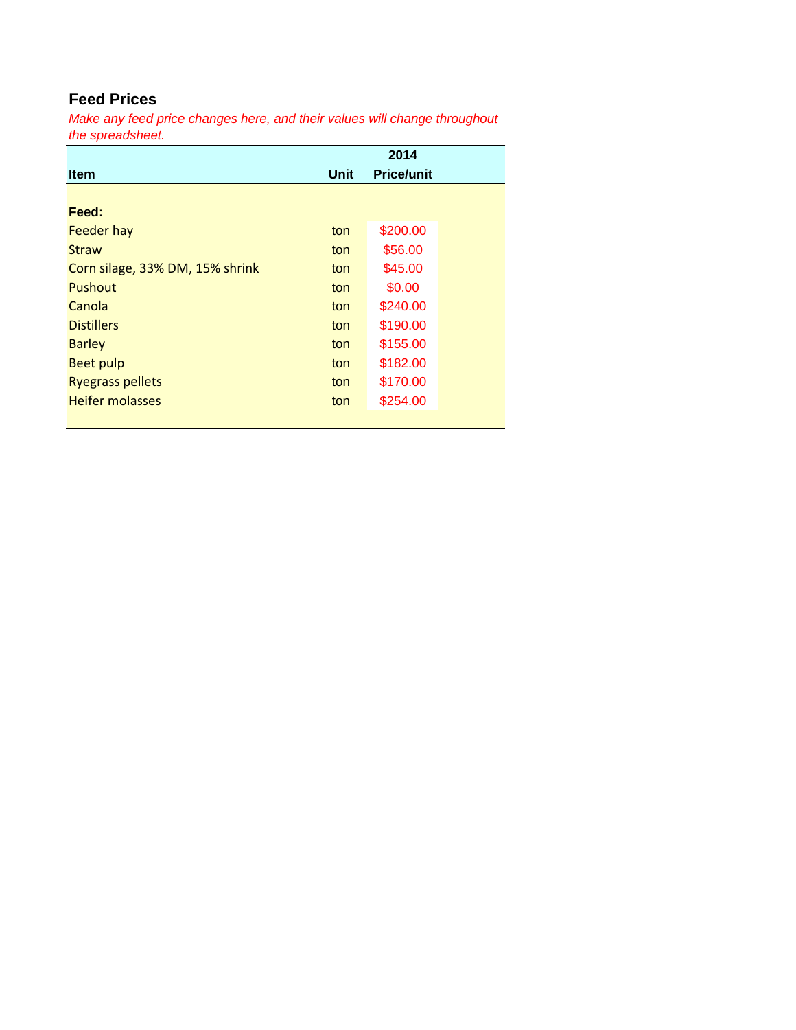## Feed Prices

*Make any feed price changes here, and their values will change throughout the spreadsheet.*

| Item | Unit | 2014 Price/unit |
|---|---|---|
| **Feed:** | | |
| Feeder hay | ton | $200.00 |
| Straw | ton | $56.00 |
| Corn silage, 33% DM, 15% shrink | ton | $45.00 |
| Pushout | ton | $0.00 |
| Canola | ton | $240.00 |
| Distillers | ton | $190.00 |
| Barley | ton | $155.00 |
| Beet pulp | ton | $182.00 |
| Ryegrass pellets | ton | $170.00 |
| Heifer molasses | ton | $254.00 |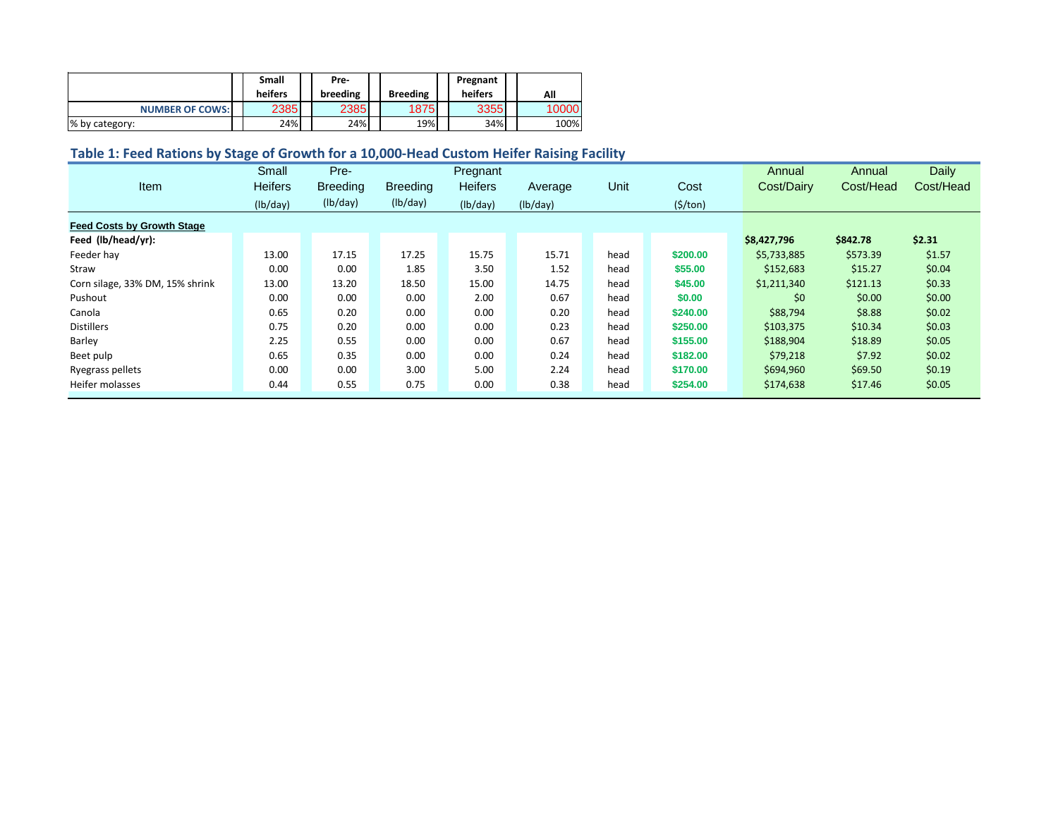| | Small heifers | Pre-breeding | Breeding | Pregnant heifers | All |
|---|---|---|---|---|---|
| **NUMBER OF COWS:** | 2385 | 2385 | 1875 | 3355 | 10000 |
| % by category: | 24% | 24% | 19% | 34% | 100% |

## Table 1: Feed Rations by Stage of Growth for a 10,000-Head Custom Heifer Raising Facility

| Item | Small Heifers (lb/day) | Pre-Breeding (lb/day) | Breeding (lb/day) | Pregnant Heifers (lb/day) | Average (lb/day) | Unit | Cost ($/ton) | Annual Cost/Dairy | Annual Cost/Head | Daily Cost/Head |
|---|---|---|---|---|---|---|---|---|---|---|
| **Feed Costs by Growth Stage** | | | | | | | | | | |
| **Feed (lb/head/yr):** | | | | | | | | **$8,427,796** | **$842.78** | **$2.31** |
| Feeder hay | 13.00 | 17.15 | 17.25 | 15.75 | 15.71 | head | $200.00 | $5,733,885 | $573.39 | $1.57 |
| Straw | 0.00 | 0.00 | 1.85 | 3.50 | 1.52 | head | $55.00 | $152,683 | $15.27 | $0.04 |
| Corn silage, 33% DM, 15% shrink | 13.00 | 13.20 | 18.50 | 15.00 | 14.75 | head | $45.00 | $1,211,340 | $121.13 | $0.33 |
| Pushout | 0.00 | 0.00 | 0.00 | 2.00 | 0.67 | head | $0.00 | $0 | $0.00 | $0.00 |
| Canola | 0.65 | 0.20 | 0.00 | 0.00 | 0.20 | head | $240.00 | $88,794 | $8.88 | $0.02 |
| Distillers | 0.75 | 0.20 | 0.00 | 0.00 | 0.23 | head | $250.00 | $103,375 | $10.34 | $0.03 |
| Barley | 2.25 | 0.55 | 0.00 | 0.00 | 0.67 | head | $155.00 | $188,904 | $18.89 | $0.05 |
| Beet pulp | 0.65 | 0.35 | 0.00 | 0.00 | 0.24 | head | $182.00 | $79,218 | $7.92 | $0.02 |
| Ryegrass pellets | 0.00 | 0.00 | 3.00 | 5.00 | 2.24 | head | $170.00 | $694,960 | $69.50 | $0.19 |
| Heifer molasses | 0.44 | 0.55 | 0.75 | 0.00 | 0.38 | head | $254.00 | $174,638 | $17.46 | $0.05 |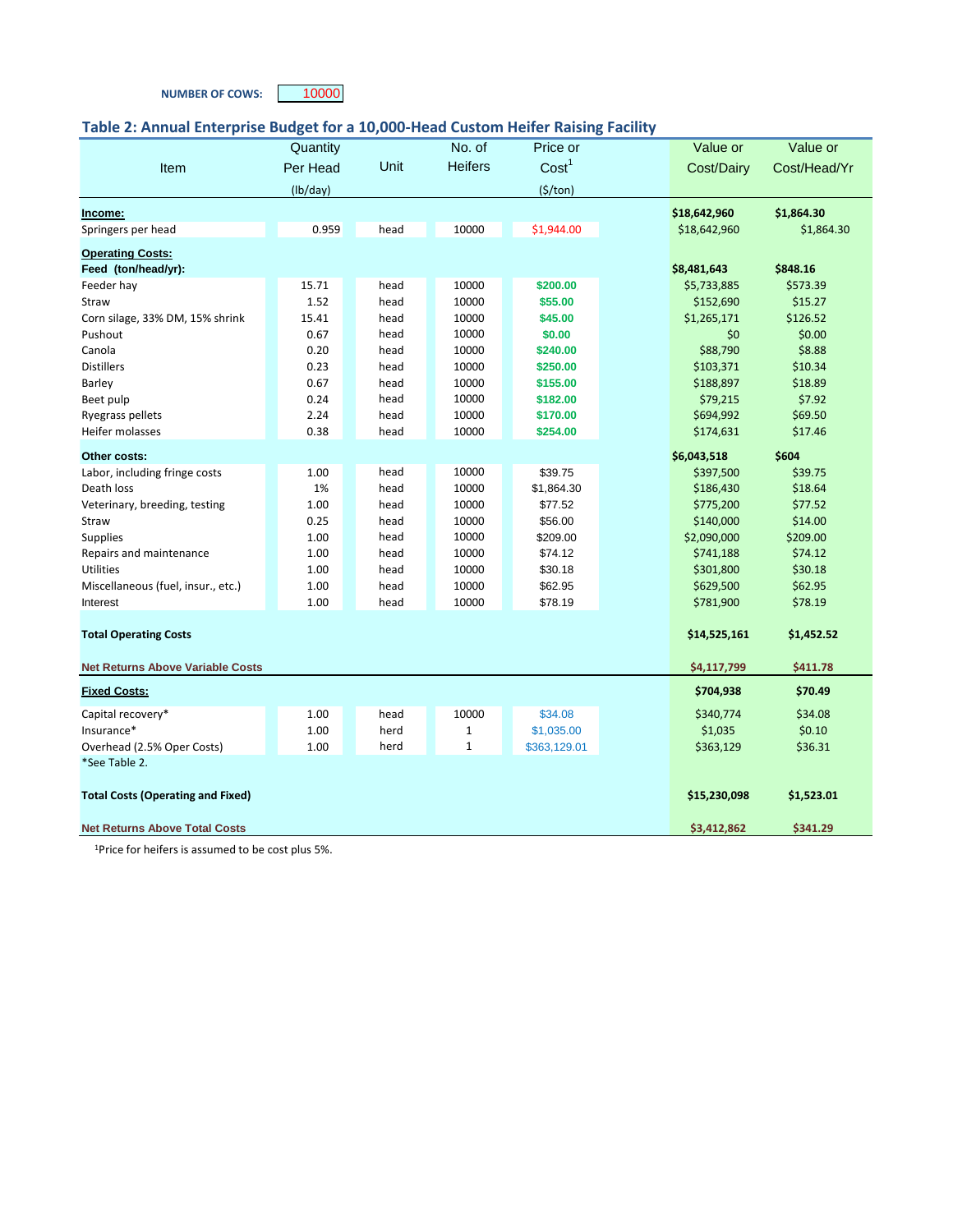**NUMBER OF COWS:** 10000

## Table 2: Annual Enterprise Budget for a 10,000-Head Custom Heifer Raising Facility

| Item | Quantity Per Head (lb/day) | Unit | No. of Heifers | Price or Cost[1] ($/ton) | Value or Cost/Dairy | Value or Cost/Head/Yr |
|---|---|---|---|---|---|---|
| **Income:** | | | | | **$18,642,960** | **$1,864.30** |
| Springers per head | 0.959 | head | 10000 | $1,944.00 | $18,642,960 | $1,864.30 |
| **Operating Costs:** | | | | | | |
| **Feed (ton/head/yr):** | | | | | **$8,481,643** | **$848.16** |
| Feeder hay | 15.71 | head | 10000 | $200.00 | $5,733,885 | $573.39 |
| Straw | 1.52 | head | 10000 | $55.00 | $152,690 | $15.27 |
| Corn silage, 33% DM, 15% shrink | 15.41 | head | 10000 | $45.00 | $1,265,171 | $126.52 |
| Pushout | 0.67 | head | 10000 | $0.00 | $0 | $0.00 |
| Canola | 0.20 | head | 10000 | $240.00 | $88,790 | $8.88 |
| Distillers | 0.23 | head | 10000 | $250.00 | $103,371 | $10.34 |
| Barley | 0.67 | head | 10000 | $155.00 | $188,897 | $18.89 |
| Beet pulp | 0.24 | head | 10000 | $182.00 | $79,215 | $7.92 |
| Ryegrass pellets | 2.24 | head | 10000 | $170.00 | $694,992 | $69.50 |
| Heifer molasses | 0.38 | head | 10000 | $254.00 | $174,631 | $17.46 |
| **Other costs:** | | | | | **$6,043,518** | **$604** |
| Labor, including fringe costs | 1.00 | head | 10000 | $39.75 | $397,500 | $39.75 |
| Death loss | 1% | head | 10000 | $1,864.30 | $186,430 | $18.64 |
| Veterinary, breeding, testing | 1.00 | head | 10000 | $77.52 | $775,200 | $77.52 |
| Straw | 0.25 | head | 10000 | $56.00 | $140,000 | $14.00 |
| Supplies | 1.00 | head | 10000 | $209.00 | $2,090,000 | $209.00 |
| Repairs and maintenance | 1.00 | head | 10000 | $74.12 | $741,188 | $74.12 |
| Utilities | 1.00 | head | 10000 | $30.18 | $301,800 | $30.18 |
| Miscellaneous (fuel, insur., etc.) | 1.00 | head | 10000 | $62.95 | $629,500 | $62.95 |
| Interest | 1.00 | head | 10000 | $78.19 | $781,900 | $78.19 |
| **Total Operating Costs** | | | | | **$14,525,161** | **$1,452.52** |
| **Net Returns Above Variable Costs** | | | | | **$4,117,799** | **$411.78** |
| **Fixed Costs:** | | | | | **$704,938** | **$70.49** |
| Capital recovery* | 1.00 | head | 10000 | $34.08 | $340,774 | $34.08 |
| Insurance* | 1.00 | herd | 1 | $1,035.00 | $1,035 | $0.10 |
| Overhead (2.5% Oper Costs) | 1.00 | herd | 1 | $363,129.01 | $363,129 | $36.31 |
| *See Table 2. | | | | | | |
| **Total Costs (Operating and Fixed)** | | | | | **$15,230,098** | **$1,523.01** |
| **Net Returns Above Total Costs** | | | | | **$3,412,862** | **$341.29** |

[1]Price for heifers is assumed to be cost plus 5%.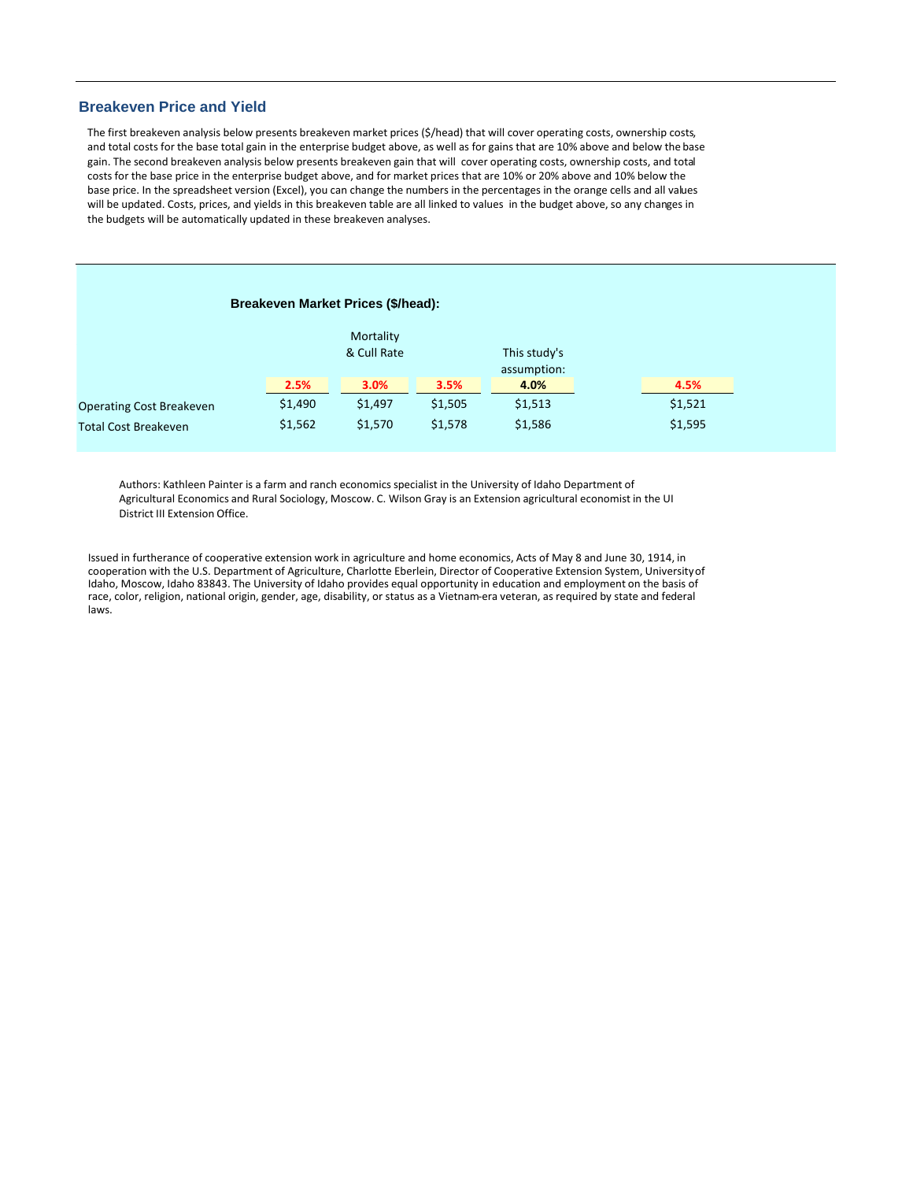## Breakeven Price and Yield

The first breakeven analysis below presents breakeven market prices ($/head) that will cover operating costs, ownership costs, and total costs for the base total gain in the enterprise budget above, as well as for gains that are 10% above and below the base gain. The second breakeven analysis below presents breakeven gain that will cover operating costs, ownership costs, and total costs for the base price in the enterprise budget above, and for market prices that are 10% or 20% above and 10% below the base price. In the spreadsheet version (Excel), you can change the numbers in the percentages in the orange cells and all values will be updated. Costs, prices, and yields in this breakeven table are all linked to values in the budget above, so any changes in the budgets will be automatically updated in these breakeven analyses.

### Breakeven Market Prices ($/head):

| | | Mortality & Cull Rate | | This study's assumption: | |
|---|---|---|---|---|---|
| | **2.5%** | **3.0%** | **3.5%** | **4.0%** | **4.5%** |
| Operating Cost Breakeven | $1,490 | $1,497 | $1,505 | $1,513 | $1,521 |
| Total Cost Breakeven | $1,562 | $1,570 | $1,578 | $1,586 | $1,595 |

Authors: Kathleen Painter is a farm and ranch economics specialist in the University of Idaho Department of Agricultural Economics and Rural Sociology, Moscow. C. Wilson Gray is an Extension agricultural economist in the UI District III Extension Office.

Issued in furtherance of cooperative extension work in agriculture and home economics, Acts of May 8 and June 30, 1914, in cooperation with the U.S. Department of Agriculture, Charlotte Eberlein, Director of Cooperative Extension System, University of Idaho, Moscow, Idaho 83843. The University of Idaho provides equal opportunity in education and employment on the basis of race, color, religion, national origin, gender, age, disability, or status as a Vietnam-era veteran, as required by state and federal laws.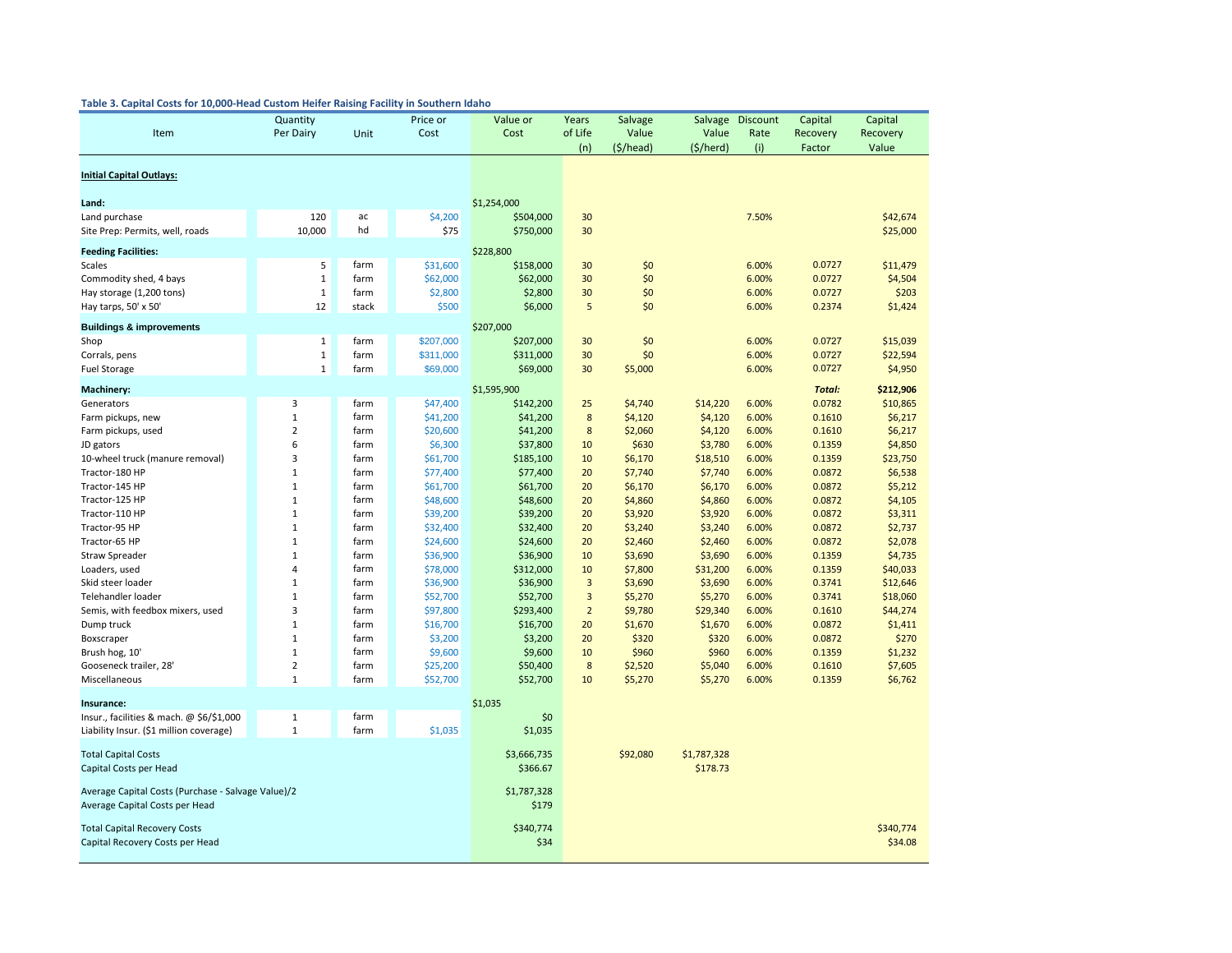**Table 3. Capital Costs for 10,000-Head Custom Heifer Raising Facility in Southern Idaho**

| Item | Quantity Per Dairy | Unit | Price or Cost | Value or Cost | Years of Life (n) | Salvage Value ($/head) | Salvage Value ($/herd) | Discount Rate (i) | Capital Recovery Factor | Capital Recovery Value |
|---|---|---|---|---|---|---|---|---|---|---|
| **Initial Capital Outlays:** | | | | | | | | | | |
| **Land:** | | | | $1,254,000 | | | | | | |
| Land purchase | 120 | ac | $4,200 | $504,000 | 30 | | | 7.50% | | $42,674 |
| Site Prep: Permits, well, roads | 10,000 | hd | $75 | $750,000 | 30 | | | | | $25,000 |
| **Feeding Facilities:** | | | | $228,800 | | | | | | |
| Scales | 5 | farm | $31,600 | $158,000 | 30 | $0 | | 6.00% | 0.0727 | $11,479 |
| Commodity shed, 4 bays | 1 | farm | $62,000 | $62,000 | 30 | $0 | | 6.00% | 0.0727 | $4,504 |
| Hay storage (1,200 tons) | 1 | farm | $2,800 | $2,800 | 30 | $0 | | 6.00% | 0.0727 | $203 |
| Hay tarps, 50' x 50' | 12 | stack | $500 | $6,000 | 5 | $0 | | 6.00% | 0.2374 | $1,424 |
| **Buildings & improvements** | | | | $207,000 | | | | | | |
| Shop | 1 | farm | $207,000 | $207,000 | 30 | $0 | | 6.00% | 0.0727 | $15,039 |
| Corrals, pens | 1 | farm | $311,000 | $311,000 | 30 | $0 | | 6.00% | 0.0727 | $22,594 |
| Fuel Storage | 1 | farm | $69,000 | $69,000 | 30 | $5,000 | | 6.00% | 0.0727 | $4,950 |
| **Machinery:** | | | | $1,595,900 | | | | | ***Total:*** | **$212,906** |
| Generators | 3 | farm | $47,400 | $142,200 | 25 | $4,740 | $14,220 | 6.00% | 0.0782 | $10,865 |
| Farm pickups, new | 1 | farm | $41,200 | $41,200 | 8 | $4,120 | $4,120 | 6.00% | 0.1610 | $6,217 |
| Farm pickups, used | 2 | farm | $20,600 | $41,200 | 8 | $2,060 | $4,120 | 6.00% | 0.1610 | $6,217 |
| JD gators | 6 | farm | $6,300 | $37,800 | 10 | $630 | $3,780 | 6.00% | 0.1359 | $4,850 |
| 10-wheel truck (manure removal) | 3 | farm | $61,700 | $185,100 | 10 | $6,170 | $18,510 | 6.00% | 0.1359 | $23,750 |
| Tractor-180 HP | 1 | farm | $77,400 | $77,400 | 20 | $7,740 | $7,740 | 6.00% | 0.0872 | $6,538 |
| Tractor-145 HP | 1 | farm | $61,700 | $61,700 | 20 | $6,170 | $6,170 | 6.00% | 0.0872 | $5,212 |
| Tractor-125 HP | 1 | farm | $48,600 | $48,600 | 20 | $4,860 | $4,860 | 6.00% | 0.0872 | $4,105 |
| Tractor-110 HP | 1 | farm | $39,200 | $39,200 | 20 | $3,920 | $3,920 | 6.00% | 0.0872 | $3,311 |
| Tractor-95 HP | 1 | farm | $32,400 | $32,400 | 20 | $3,240 | $3,240 | 6.00% | 0.0872 | $2,737 |
| Tractor-65 HP | 1 | farm | $24,600 | $24,600 | 20 | $2,460 | $2,460 | 6.00% | 0.0872 | $2,078 |
| Straw Spreader | 1 | farm | $36,900 | $36,900 | 10 | $3,690 | $3,690 | 6.00% | 0.1359 | $4,735 |
| Loaders, used | 4 | farm | $78,000 | $312,000 | 10 | $7,800 | $31,200 | 6.00% | 0.1359 | $40,033 |
| Skid steer loader | 1 | farm | $36,900 | $36,900 | 3 | $3,690 | $3,690 | 6.00% | 0.3741 | $12,646 |
| Telehandler loader | 1 | farm | $52,700 | $52,700 | 3 | $5,270 | $5,270 | 6.00% | 0.3741 | $18,060 |
| Semis, with feedbox mixers, used | 3 | farm | $97,800 | $293,400 | 2 | $9,780 | $29,340 | 6.00% | 0.1610 | $44,274 |
| Dump truck | 1 | farm | $16,700 | $16,700 | 20 | $1,670 | $1,670 | 6.00% | 0.0872 | $1,411 |
| Boxscraper | 1 | farm | $3,200 | $3,200 | 20 | $320 | $320 | 6.00% | 0.0872 | $270 |
| Brush hog, 10' | 1 | farm | $9,600 | $9,600 | 10 | $960 | $960 | 6.00% | 0.1359 | $1,232 |
| Gooseneck trailer, 28' | 2 | farm | $25,200 | $50,400 | 8 | $2,520 | $5,040 | 6.00% | 0.1610 | $7,605 |
| Miscellaneous | 1 | farm | $52,700 | $52,700 | 10 | $5,270 | $5,270 | 6.00% | 0.1359 | $6,762 |
| **Insurance:** | | | | $1,035 | | | | | | |
| Insur., facilities & mach. @ $6/$1,000 | 1 | farm | | $0 | | | | | | |
| Liability Insur. ($1 million coverage) | 1 | farm | $1,035 | $1,035 | | | | | | |
| Total Capital Costs | | | | $3,666,735 | | $92,080 | $1,787,328 | | | |
| Capital Costs per Head | | | | $366.67 | | | $178.73 | | | |
| Average Capital Costs (Purchase - Salvage Value)/2 | | | | $1,787,328 | | | | | | |
| Average Capital Costs per Head | | | | $179 | | | | | | |
| Total Capital Recovery Costs | | | | $340,774 | | | | | | $340,774 |
| Capital Recovery Costs per Head | | | | $34 | | | | | | $34.08 |